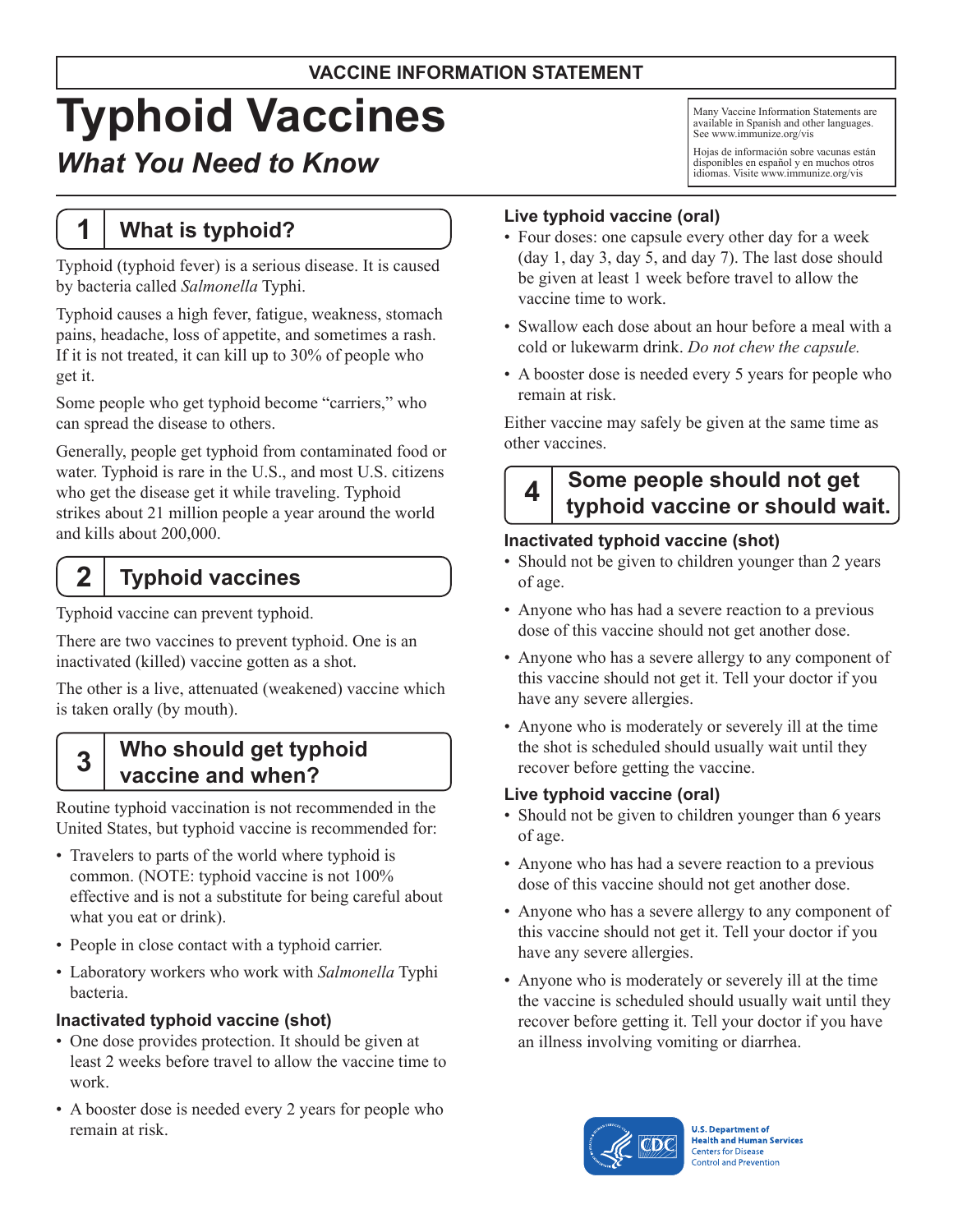**VACCINE INFORMATION STATEMENT**

# Typhoid Vaccines

## *What You Need to Know*

Many Vaccine Information Statements are available in Spanish and other languages. See www.immunize.org/vis

Hojas de información sobre vacunas están disponibles en español y en muchos otros idiomas. Visite www.immunize.org/vis

## 1 What is typhoid?

Typhoid (typhoid fever) is a serious disease. It is caused by bacteria called *Salmonella* Typhi.

Typhoid causes a high fever, fatigue, weakness, stomach pains, headache, loss of appetite, and sometimes a rash. If it is not treated, it can kill up to 30% of people who get it.

Some people who get typhoid become "carriers," who can spread the disease to others.

Generally, people get typhoid from contaminated food or water. Typhoid is rare in the U.S., and most U.S. citizens who get the disease get it while traveling. Typhoid strikes about 21 million people a year around the world and kills about 200,000.

## 2 Typhoid vaccines

Typhoid vaccine can prevent typhoid.

There are two vaccines to prevent typhoid. One is an inactivated (killed) vaccine gotten as a shot.

The other is a live, attenuated (weakened) vaccine which is taken orally (by mouth).

## 3 Who should get typhoid vaccine and when?

Routine typhoid vaccination is not recommended in the United States, but typhoid vaccine is recommended for:

- Travelers to parts of the world where typhoid is common. (NOTE: typhoid vaccine is not 100% effective and is not a substitute for being careful about what you eat or drink).
- People in close contact with a typhoid carrier.
- Laboratory workers who work with *Salmonella* Typhi bacteria.

### Inactivated typhoid vaccine (shot)

- One dose provides protection. It should be given at least 2 weeks before travel to allow the vaccine time to work.
- A booster dose is needed every 2 years for people who remain at risk.

### Live typhoid vaccine (oral)

- Four doses: one capsule every other day for a week (day 1, day 3, day 5, and day 7). The last dose should be given at least 1 week before travel to allow the vaccine time to work.
- Swallow each dose about an hour before a meal with a cold or lukewarm drink. *Do not chew the capsule.*
- A booster dose is needed every 5 years for people who remain at risk.

Either vaccine may safely be given at the same time as other vaccines.

## 4 Some people should not get typhoid vaccine or should wait.

### Inactivated typhoid vaccine (shot)

- Should not be given to children younger than 2 years of age.
- Anyone who has had a severe reaction to a previous dose of this vaccine should not get another dose.
- Anyone who has a severe allergy to any component of this vaccine should not get it. Tell your doctor if you have any severe allergies.
- Anyone who is moderately or severely ill at the time the shot is scheduled should usually wait until they recover before getting the vaccine.

### Live typhoid vaccine (oral)

- Should not be given to children younger than 6 years of age.
- Anyone who has had a severe reaction to a previous dose of this vaccine should not get another dose.
- Anyone who has a severe allergy to any component of this vaccine should not get it. Tell your doctor if you have any severe allergies.
- Anyone who is moderately or severely ill at the time the vaccine is scheduled should usually wait until they recover before getting it. Tell your doctor if you have an illness involving vomiting or diarrhea.

U.S. Department of Health and Human Services
Centers for Disease Control and Prevention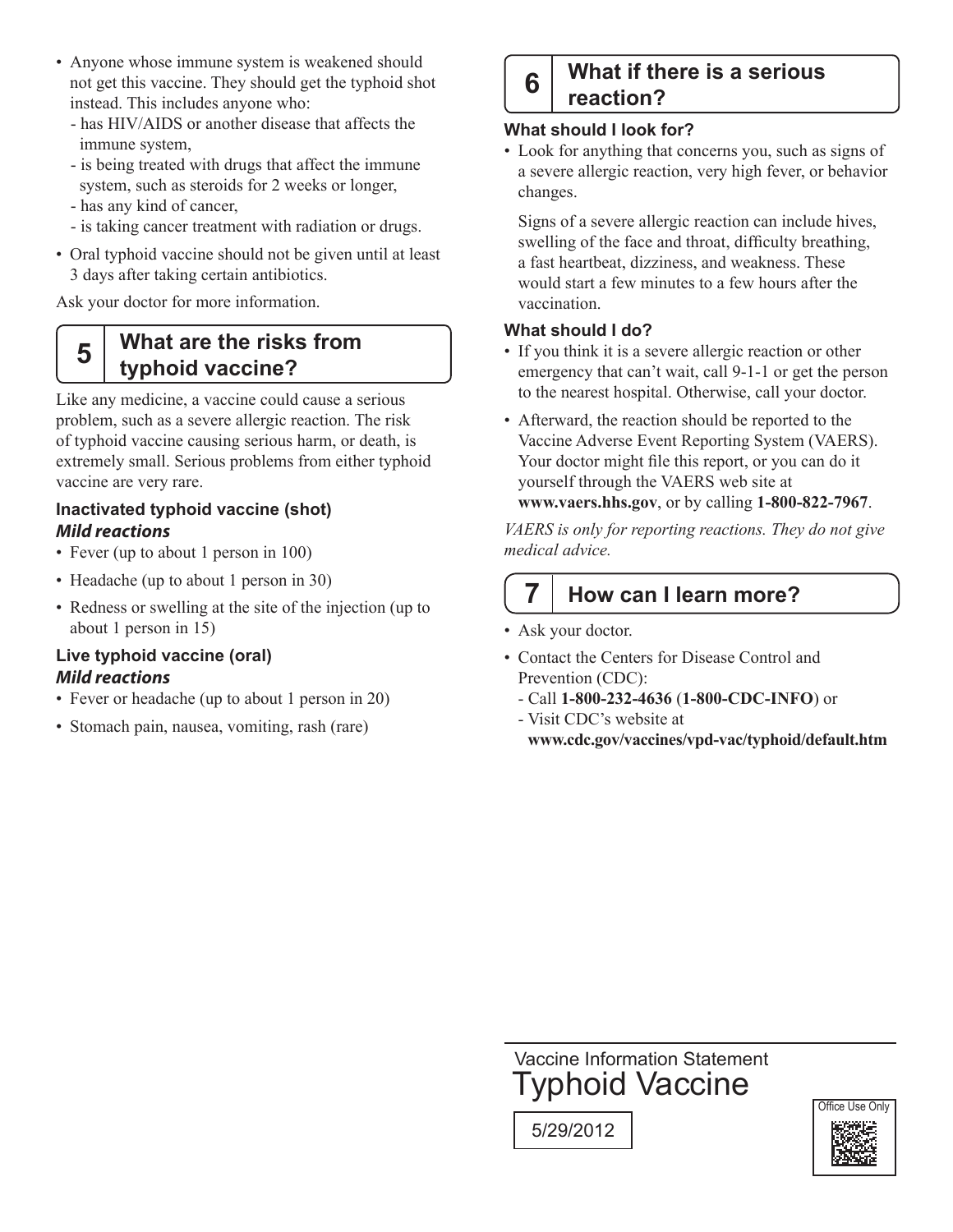- Anyone whose immune system is weakened should not get this vaccine. They should get the typhoid shot instead. This includes anyone who:
  - has HIV/AIDS or another disease that affects the immune system,
  - is being treated with drugs that affect the immune system, such as steroids for 2 weeks or longer,
  - has any kind of cancer,
  - is taking cancer treatment with radiation or drugs.
- Oral typhoid vaccine should not be given until at least 3 days after taking certain antibiotics.

Ask your doctor for more information.

## 5 What are the risks from typhoid vaccine?

Like any medicine, a vaccine could cause a serious problem, such as a severe allergic reaction. The risk of typhoid vaccine causing serious harm, or death, is extremely small. Serious problems from either typhoid vaccine are very rare.

**Inactivated typhoid vaccine (shot)**
***Mild reactions***

- Fever (up to about 1 person in 100)
- Headache (up to about 1 person in 30)
- Redness or swelling at the site of the injection (up to about 1 person in 15)

**Live typhoid vaccine (oral)**
***Mild reactions***

- Fever or headache (up to about 1 person in 20)
- Stomach pain, nausea, vomiting, rash (rare)

## 6 What if there is a serious reaction?

**What should I look for?**

- Look for anything that concerns you, such as signs of a severe allergic reaction, very high fever, or behavior changes.

  Signs of a severe allergic reaction can include hives, swelling of the face and throat, difficulty breathing, a fast heartbeat, dizziness, and weakness. These would start a few minutes to a few hours after the vaccination.

**What should I do?**

- If you think it is a severe allergic reaction or other emergency that can't wait, call 9-1-1 or get the person to the nearest hospital. Otherwise, call your doctor.
- Afterward, the reaction should be reported to the Vaccine Adverse Event Reporting System (VAERS). Your doctor might file this report, or you can do it yourself through the VAERS web site at **www.vaers.hhs.gov**, or by calling **1-800-822-7967**.

*VAERS is only for reporting reactions. They do not give medical advice.*

## 7 How can I learn more?

- Ask your doctor.
- Contact the Centers for Disease Control and Prevention (CDC):
  - Call **1-800-232-4636** (**1-800-CDC-INFO**) or
  - Visit CDC's website at **www.cdc.gov/vaccines/vpd-vac/typhoid/default.htm**

Vaccine Information Statement
Typhoid Vaccine

5/29/2012

Office Use Only